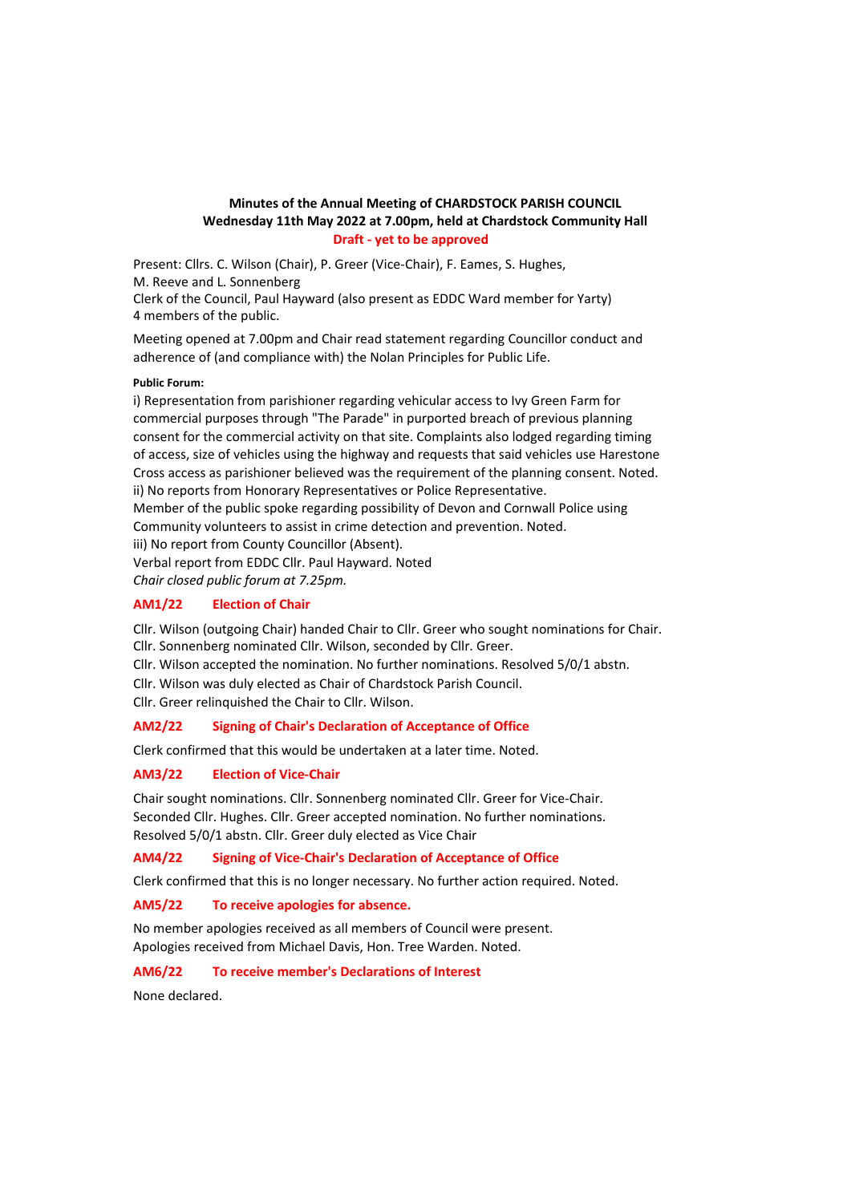**Minutes of the Annual Meeting of CHARDSTOCK PARISH COUNCIL**
**Wednesday 11th May 2022 at 7.00pm, held at Chardstock Community Hall**
**Draft - yet to be approved**

Present: Cllrs. C. Wilson (Chair), P. Greer (Vice-Chair), F. Eames, S. Hughes, M. Reeve and L. Sonnenberg
Clerk of the Council, Paul Hayward (also present as EDDC Ward member for Yarty)
4 members of the public.

Meeting opened at 7.00pm and Chair read statement regarding Councillor conduct and adherence of (and compliance with) the Nolan Principles for Public Life.

**Public Forum:**

i) Representation from parishioner regarding vehicular access to Ivy Green Farm for commercial purposes through "The Parade" in purported breach of previous planning consent for the commercial activity on that site. Complaints also lodged regarding timing of access, size of vehicles using the highway and requests that said vehicles use Harestone Cross access as parishioner believed was the requirement of the planning consent. Noted.
ii) No reports from Honorary Representatives or Police Representative.
Member of the public spoke regarding possibility of Devon and Cornwall Police using Community volunteers to assist in crime detection and prevention. Noted.
iii) No report from County Councillor (Absent).
Verbal report from EDDC Cllr. Paul Hayward. Noted
*Chair closed public forum at 7.25pm.*

## AM1/22 Election of Chair

Cllr. Wilson (outgoing Chair) handed Chair to Cllr. Greer who sought nominations for Chair.
Cllr. Sonnenberg nominated Cllr. Wilson, seconded by Cllr. Greer.
Cllr. Wilson accepted the nomination. No further nominations. Resolved 5/0/1 abstn.
Cllr. Wilson was duly elected as Chair of Chardstock Parish Council.
Cllr. Greer relinquished the Chair to Cllr. Wilson.

## AM2/22 Signing of Chair's Declaration of Acceptance of Office

Clerk confirmed that this would be undertaken at a later time. Noted.

## AM3/22 Election of Vice-Chair

Chair sought nominations. Cllr. Sonnenberg nominated Cllr. Greer for Vice-Chair. Seconded Cllr. Hughes. Cllr. Greer accepted nomination. No further nominations. Resolved 5/0/1 abstn. Cllr. Greer duly elected as Vice Chair

## AM4/22 Signing of Vice-Chair's Declaration of Acceptance of Office

Clerk confirmed that this is no longer necessary. No further action required. Noted.

## AM5/22 To receive apologies for absence.

No member apologies received as all members of Council were present.
Apologies received from Michael Davis, Hon. Tree Warden. Noted.

## AM6/22 To receive member's Declarations of Interest

None declared.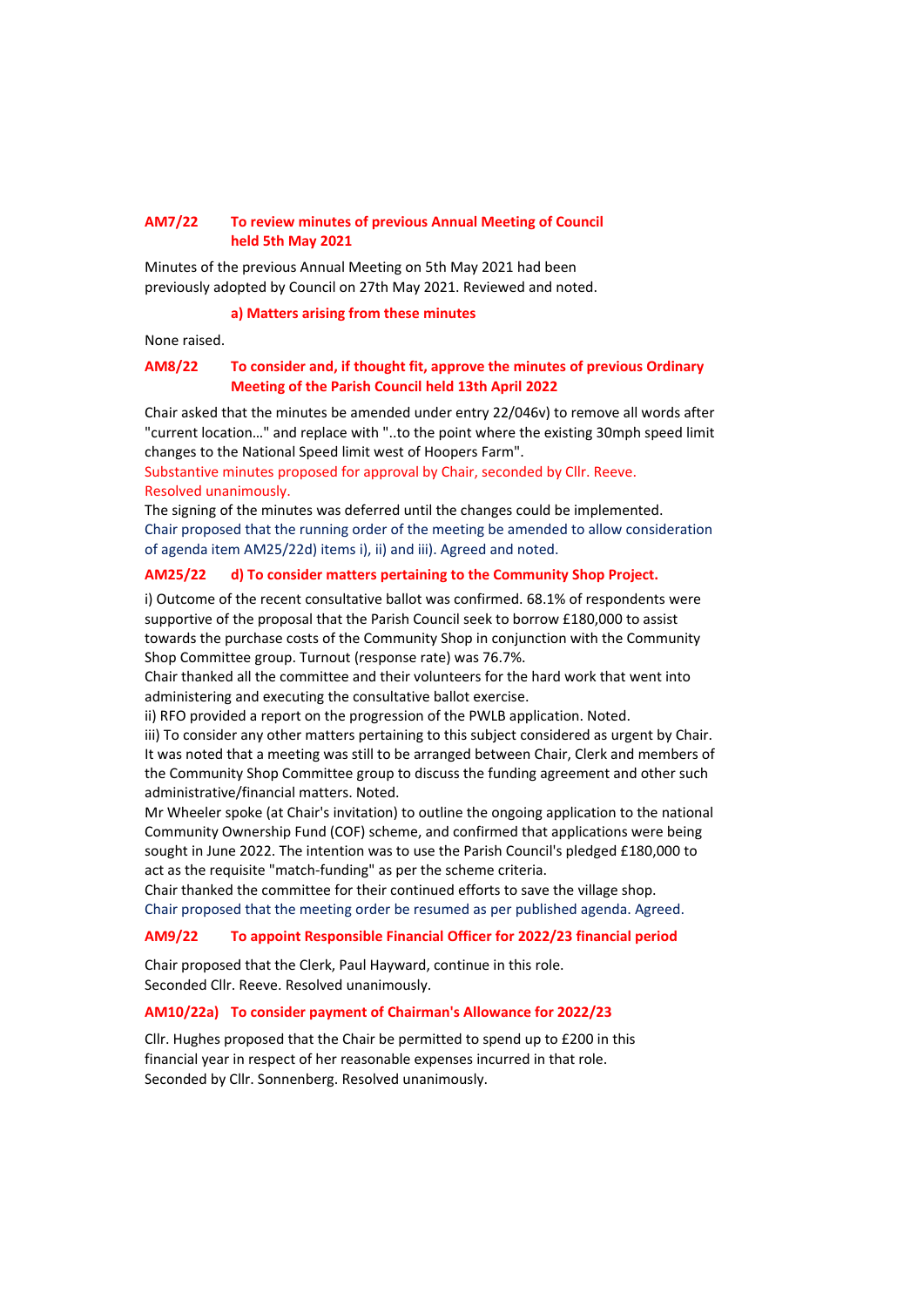**AM7/22 To review minutes of previous Annual Meeting of Council held 5th May 2021**

Minutes of the previous Annual Meeting on 5th May 2021 had been previously adopted by Council on 27th May 2021. Reviewed and noted.

**a) Matters arising from these minutes**

None raised.

**AM8/22 To consider and, if thought fit, approve the minutes of previous Ordinary Meeting of the Parish Council held 13th April 2022**

Chair asked that the minutes be amended under entry 22/046v) to remove all words after "current location…" and replace with "..to the point where the existing 30mph speed limit changes to the National Speed limit west of Hoopers Farm".
Substantive minutes proposed for approval by Chair, seconded by Cllr. Reeve. Resolved unanimously.
The signing of the minutes was deferred until the changes could be implemented.
Chair proposed that the running order of the meeting be amended to allow consideration of agenda item AM25/22d) items i), ii) and iii). Agreed and noted.

**AM25/22 d) To consider matters pertaining to the Community Shop Project.**

i) Outcome of the recent consultative ballot was confirmed. 68.1% of respondents were supportive of the proposal that the Parish Council seek to borrow £180,000 to assist towards the purchase costs of the Community Shop in conjunction with the Community Shop Committee group. Turnout (response rate) was 76.7%.
Chair thanked all the committee and their volunteers for the hard work that went into administering and executing the consultative ballot exercise.
ii) RFO provided a report on the progression of the PWLB application. Noted.
iii) To consider any other matters pertaining to this subject considered as urgent by Chair. It was noted that a meeting was still to be arranged between Chair, Clerk and members of the Community Shop Committee group to discuss the funding agreement and other such administrative/financial matters. Noted.
Mr Wheeler spoke (at Chair's invitation) to outline the ongoing application to the national Community Ownership Fund (COF) scheme, and confirmed that applications were being sought in June 2022. The intention was to use the Parish Council's pledged £180,000 to act as the requisite "match-funding" as per the scheme criteria.
Chair thanked the committee for their continued efforts to save the village shop.
Chair proposed that the meeting order be resumed as per published agenda. Agreed.

**AM9/22 To appoint Responsible Financial Officer for 2022/23 financial period**

Chair proposed that the Clerk, Paul Hayward, continue in this role.
Seconded Cllr. Reeve. Resolved unanimously.

**AM10/22a) To consider payment of Chairman's Allowance for 2022/23**

Cllr. Hughes proposed that the Chair be permitted to spend up to £200 in this financial year in respect of her reasonable expenses incurred in that role.
Seconded by Cllr. Sonnenberg. Resolved unanimously.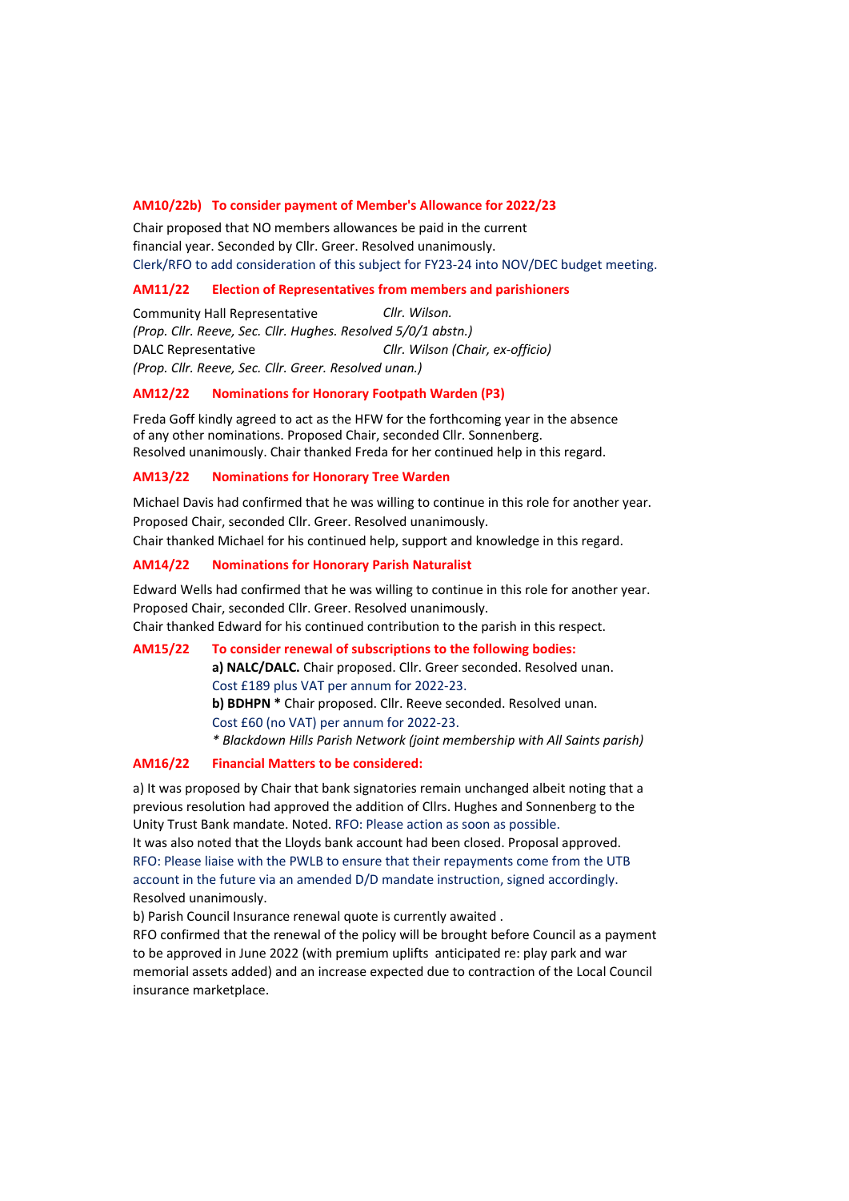### AM10/22b) To consider payment of Member's Allowance for 2022/23

Chair proposed that NO members allowances be paid in the current financial year. Seconded by Cllr. Greer. Resolved unanimously.
Clerk/RFO to add consideration of this subject for FY23-24 into NOV/DEC budget meeting.

### AM11/22 Election of Representatives from members and parishioners

Community Hall Representative *Cllr. Wilson.*
*(Prop. Cllr. Reeve, Sec. Cllr. Hughes. Resolved 5/0/1 abstn.)*
DALC Representative *Cllr. Wilson (Chair, ex-officio)*
*(Prop. Cllr. Reeve, Sec. Cllr. Greer. Resolved unan.)*

### AM12/22 Nominations for Honorary Footpath Warden (P3)

Freda Goff kindly agreed to act as the HFW for the forthcoming year in the absence of any other nominations. Proposed Chair, seconded Cllr. Sonnenberg.
Resolved unanimously. Chair thanked Freda for her continued help in this regard.

### AM13/22 Nominations for Honorary Tree Warden

Michael Davis had confirmed that he was willing to continue in this role for another year.
Proposed Chair, seconded Cllr. Greer. Resolved unanimously.
Chair thanked Michael for his continued help, support and knowledge in this regard.

### AM14/22 Nominations for Honorary Parish Naturalist

Edward Wells had confirmed that he was willing to continue in this role for another year.
Proposed Chair, seconded Cllr. Greer. Resolved unanimously.
Chair thanked Edward for his continued contribution to the parish in this respect.

### AM15/22 To consider renewal of subscriptions to the following bodies:

**a) NALC/DALC.** Chair proposed. Cllr. Greer seconded. Resolved unan.
Cost £189 plus VAT per annum for 2022-23.
**b) BDHPN *** Chair proposed. Cllr. Reeve seconded. Resolved unan.
Cost £60 (no VAT) per annum for 2022-23.
*\* Blackdown Hills Parish Network (joint membership with All Saints parish)*

### AM16/22 Financial Matters to be considered:

a) It was proposed by Chair that bank signatories remain unchanged albeit noting that a previous resolution had approved the addition of Cllrs. Hughes and Sonnenberg to the Unity Trust Bank mandate. Noted. RFO: Please action as soon as possible.
It was also noted that the Lloyds bank account had been closed. Proposal approved.
RFO: Please liaise with the PWLB to ensure that their repayments come from the UTB account in the future via an amended D/D mandate instruction, signed accordingly.
Resolved unanimously.
b) Parish Council Insurance renewal quote is currently awaited .
RFO confirmed that the renewal of the policy will be brought before Council as a payment to be approved in June 2022 (with premium uplifts anticipated re: play park and war memorial assets added) and an increase expected due to contraction of the Local Council insurance marketplace.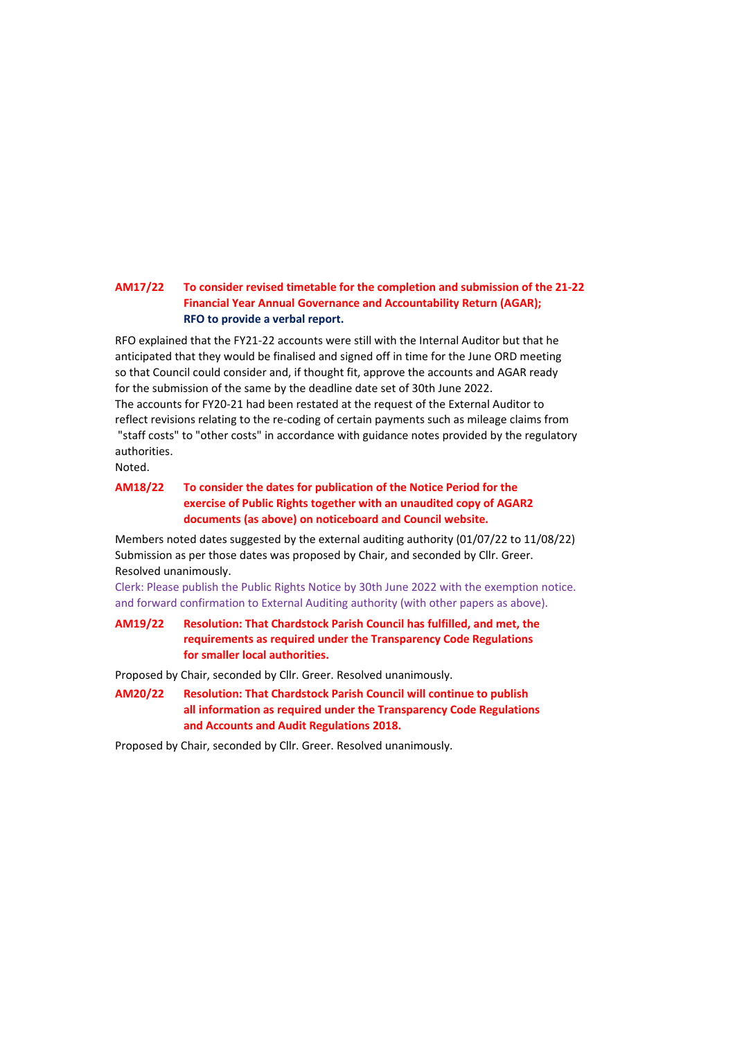**AM17/22 To consider revised timetable for the completion and submission of the 21-22 Financial Year Annual Governance and Accountability Return (AGAR); RFO to provide a verbal report.**

RFO explained that the FY21-22 accounts were still with the Internal Auditor but that he anticipated that they would be finalised and signed off in time for the June ORD meeting so that Council could consider and, if thought fit, approve the accounts and AGAR ready for the submission of the same by the deadline date set of 30th June 2022.
The accounts for FY20-21 had been restated at the request of the External Auditor to reflect revisions relating to the re-coding of certain payments such as mileage claims from "staff costs" to "other costs" in accordance with guidance notes provided by the regulatory authorities.
Noted.

**AM18/22 To consider the dates for publication of the Notice Period for the exercise of Public Rights together with an unaudited copy of AGAR2 documents (as above) on noticeboard and Council website.**

Members noted dates suggested by the external auditing authority (01/07/22 to 11/08/22)
Submission as per those dates was proposed by Chair, and seconded by Cllr. Greer.
Resolved unanimously.

Clerk: Please publish the Public Rights Notice by 30th June 2022 with the exemption notice. and forward confirmation to External Auditing authority (with other papers as above).

**AM19/22 Resolution: That Chardstock Parish Council has fulfilled, and met, the requirements as required under the Transparency Code Regulations for smaller local authorities.**

Proposed by Chair, seconded by Cllr. Greer. Resolved unanimously.

**AM20/22 Resolution: That Chardstock Parish Council will continue to publish all information as required under the Transparency Code Regulations and Accounts and Audit Regulations 2018.**

Proposed by Chair, seconded by Cllr. Greer. Resolved unanimously.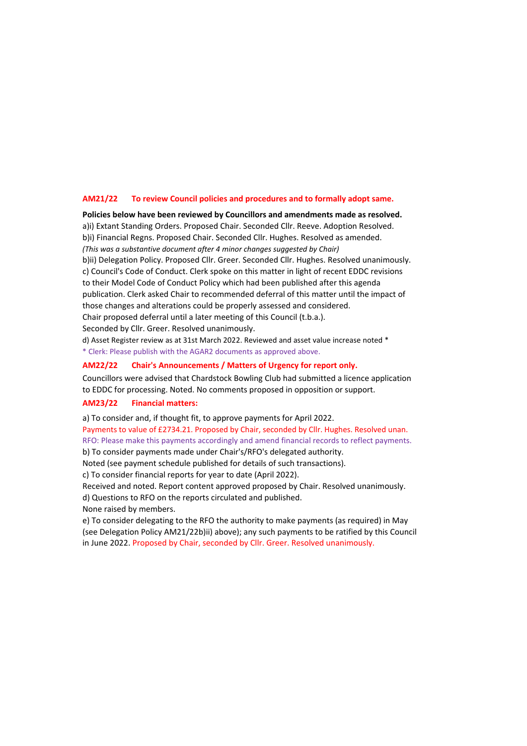### AM21/22 To review Council policies and procedures and to formally adopt same.

**Policies below have been reviewed by Councillors and amendments made as resolved.**

a)i) Extant Standing Orders. Proposed Chair. Seconded Cllr. Reeve. Adoption Resolved.
b)i) Financial Regns. Proposed Chair. Seconded Cllr. Hughes. Resolved as amended.
*(This was a substantive document after 4 minor changes suggested by Chair)*
b)ii) Delegation Policy. Proposed Cllr. Greer. Seconded Cllr. Hughes. Resolved unanimously.
c) Council's Code of Conduct. Clerk spoke on this matter in light of recent EDDC revisions to their Model Code of Conduct Policy which had been published after this agenda publication. Clerk asked Chair to recommended deferral of this matter until the impact of those changes and alterations could be properly assessed and considered.
Chair proposed deferral until a later meeting of this Council (t.b.a.).
Seconded by Cllr. Greer. Resolved unanimously.
d) Asset Register review as at 31st March 2022. Reviewed and asset value increase noted *
* Clerk: Please publish with the AGAR2 documents as approved above.

### AM22/22 Chair's Announcements / Matters of Urgency for report only.

Councillors were advised that Chardstock Bowling Club had submitted a licence application to EDDC for processing. Noted. No comments proposed in opposition or support.

### AM23/22 Financial matters:

a) To consider and, if thought fit, to approve payments for April 2022.
Payments to value of £2734.21. Proposed by Chair, seconded by Cllr. Hughes. Resolved unan.
RFO: Please make this payments accordingly and amend financial records to reflect payments.
b) To consider payments made under Chair's/RFO's delegated authority.
Noted (see payment schedule published for details of such transactions).
c) To consider financial reports for year to date (April 2022).
Received and noted. Report content approved proposed by Chair. Resolved unanimously.
d) Questions to RFO on the reports circulated and published.
None raised by members.
e) To consider delegating to the RFO the authority to make payments (as required) in May (see Delegation Policy AM21/22b)ii) above); any such payments to be ratified by this Council in June 2022. Proposed by Chair, seconded by Cllr. Greer. Resolved unanimously.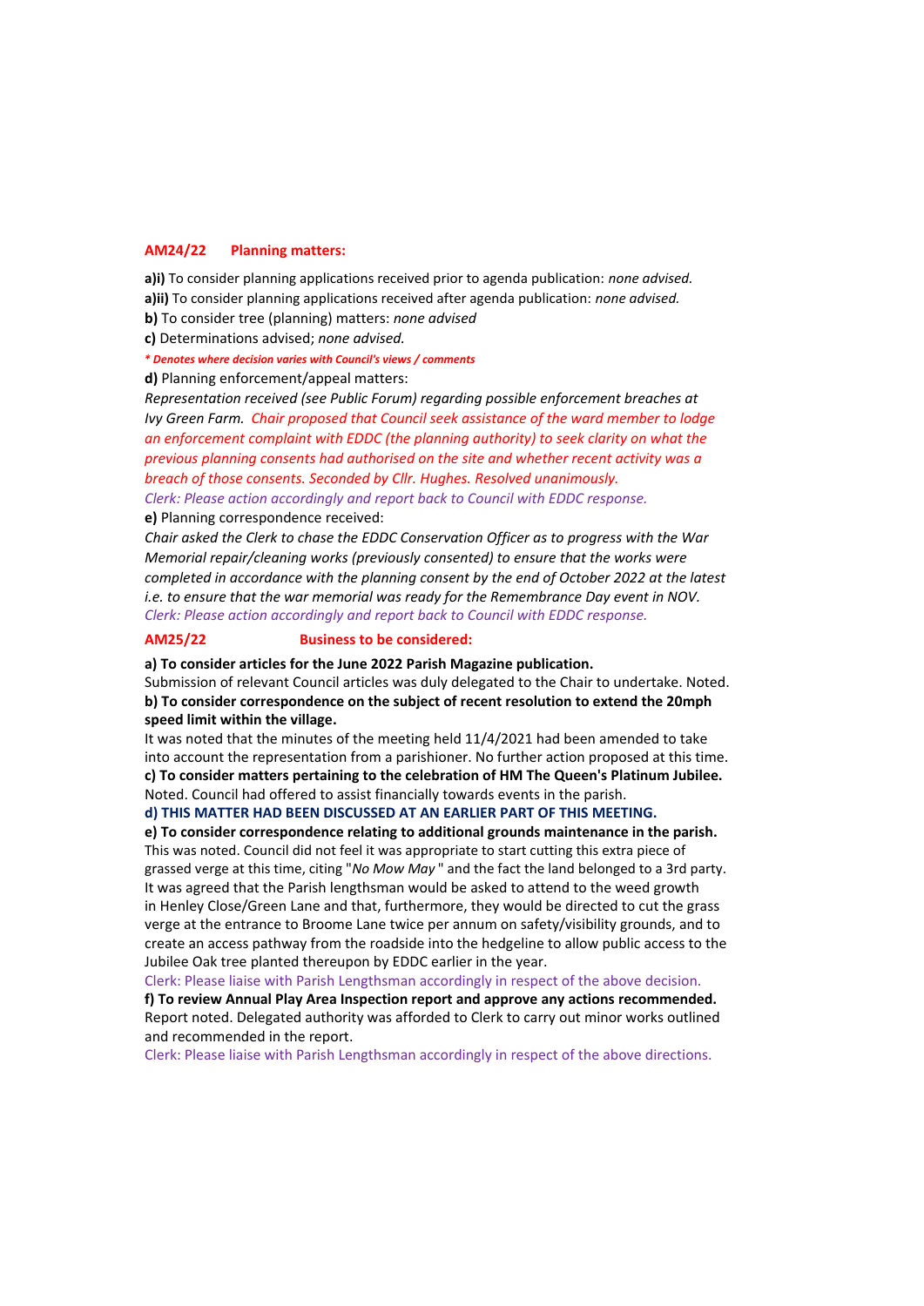## AM24/22 Planning matters:

**a)i)** To consider planning applications received prior to agenda publication: *none advised.*

**a)ii)** To consider planning applications received after agenda publication: *none advised.*

**b)** To consider tree (planning) matters: *none advised*

**c)** Determinations advised; *none advised.*

***\* Denotes where decision varies with Council's views / comments***

**d)** Planning enforcement/appeal matters:

*Representation received (see Public Forum) regarding possible enforcement breaches at Ivy Green Farm. Chair proposed that Council seek assistance of the ward member to lodge an enforcement complaint with EDDC (the planning authority) to seek clarity on what the previous planning consents had authorised on the site and whether recent activity was a breach of those consents. Seconded by Cllr. Hughes. Resolved unanimously.*

*Clerk: Please action accordingly and report back to Council with EDDC response.*

**e)** Planning correspondence received:

*Chair asked the Clerk to chase the EDDC Conservation Officer as to progress with the War Memorial repair/cleaning works (previously consented) to ensure that the works were completed in accordance with the planning consent by the end of October 2022 at the latest i.e. to ensure that the war memorial was ready for the Remembrance Day event in NOV.*

*Clerk: Please action accordingly and report back to Council with EDDC response.*

## AM25/22 Business to be considered:

**a) To consider articles for the June 2022 Parish Magazine publication.**

Submission of relevant Council articles was duly delegated to the Chair to undertake. Noted.

**b) To consider correspondence on the subject of recent resolution to extend the 20mph speed limit within the village.**

It was noted that the minutes of the meeting held 11/4/2021 had been amended to take into account the representation from a parishioner. No further action proposed at this time.

**c) To consider matters pertaining to the celebration of HM The Queen's Platinum Jubilee.**

Noted. Council had offered to assist financially towards events in the parish.

**d) THIS MATTER HAD BEEN DISCUSSED AT AN EARLIER PART OF THIS MEETING.**

**e) To consider correspondence relating to additional grounds maintenance in the parish.**

This was noted. Council did not feel it was appropriate to start cutting this extra piece of grassed verge at this time, citing "*No Mow May* " and the fact the land belonged to a 3rd party. It was agreed that the Parish lengthsman would be asked to attend to the weed growth in Henley Close/Green Lane and that, furthermore, they would be directed to cut the grass verge at the entrance to Broome Lane twice per annum on safety/visibility grounds, and to create an access pathway from the roadside into the hedgeline to allow public access to the Jubilee Oak tree planted thereupon by EDDC earlier in the year.

Clerk: Please liaise with Parish Lengthsman accordingly in respect of the above decision.

**f) To review Annual Play Area Inspection report and approve any actions recommended.**

Report noted. Delegated authority was afforded to Clerk to carry out minor works outlined and recommended in the report.

Clerk: Please liaise with Parish Lengthsman accordingly in respect of the above directions.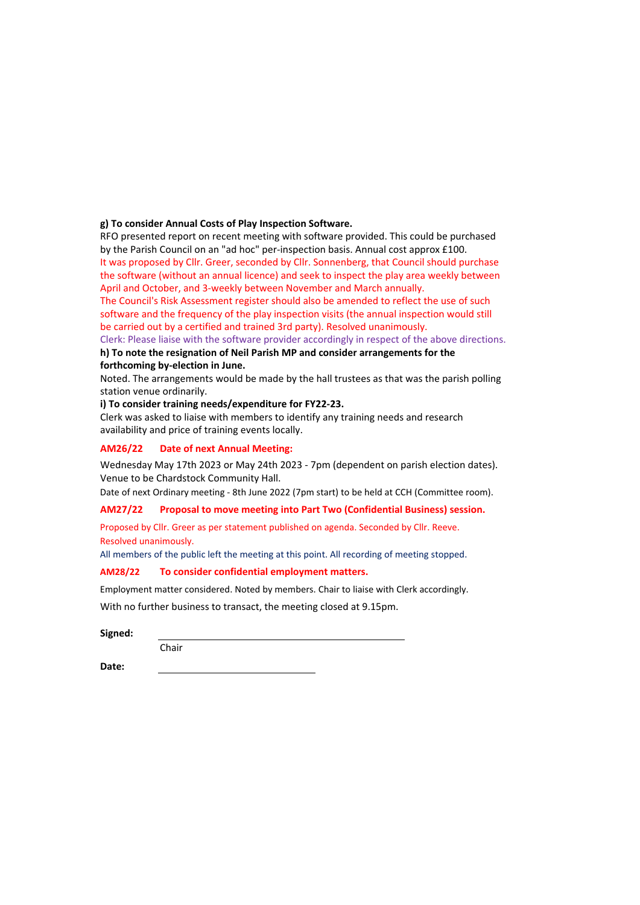**g) To consider Annual Costs of Play Inspection Software.**

RFO presented report on recent meeting with software provided. This could be purchased by the Parish Council on an "ad hoc" per-inspection basis. Annual cost approx £100.

It was proposed by Cllr. Greer, seconded by Cllr. Sonnenberg, that Council should purchase the software (without an annual licence) and seek to inspect the play area weekly between April and October, and 3-weekly between November and March annually.

The Council's Risk Assessment register should also be amended to reflect the use of such software and the frequency of the play inspection visits (the annual inspection would still be carried out by a certified and trained 3rd party). Resolved unanimously.

Clerk: Please liaise with the software provider accordingly in respect of the above directions.

**h) To note the resignation of Neil Parish MP and consider arrangements for the forthcoming by-election in June.**

Noted. The arrangements would be made by the hall trustees as that was the parish polling station venue ordinarily.

**i) To consider training needs/expenditure for FY22-23.**

Clerk was asked to liaise with members to identify any training needs and research availability and price of training events locally.

### AM26/22 Date of next Annual Meeting:

Wednesday May 17th 2023 or May 24th 2023 - 7pm (dependent on parish election dates). Venue to be Chardstock Community Hall.

Date of next Ordinary meeting - 8th June 2022 (7pm start) to be held at CCH (Committee room).

### AM27/22 Proposal to move meeting into Part Two (Confidential Business) session.

Proposed by Cllr. Greer as per statement published on agenda. Seconded by Cllr. Reeve. Resolved unanimously.

All members of the public left the meeting at this point. All recording of meeting stopped.

### AM28/22 To consider confidential employment matters.

Employment matter considered. Noted by members. Chair to liaise with Clerk accordingly.

With no further business to transact, the meeting closed at 9.15pm.

**Signed:** ______________________________

Chair

**Date:** ______________________